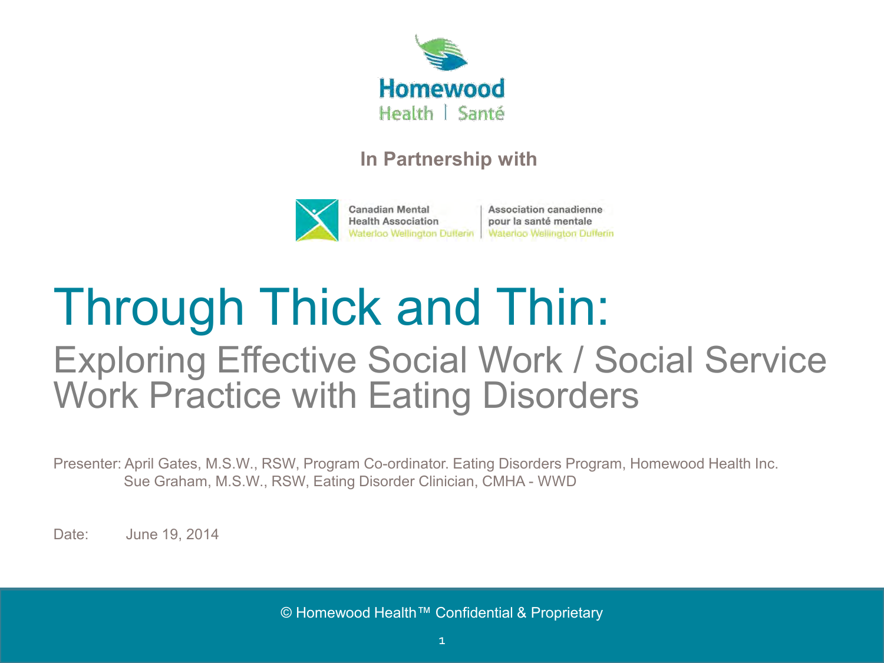Homewood

Health | Santé

**In Partnership with**

Canadian Mental Health Association Waterloo Wellington Dufferin | Association canadienne pour la santé mentale Waterloo Wellington Dufferin

# Through Thick and Thin:

## Exploring Effective Social Work / Social Service Work Practice with Eating Disorders

Presenter: April Gates, M.S.W., RSW, Program Co-ordinator. Eating Disorders Program, Homewood Health Inc.
Sue Graham, M.S.W., RSW, Eating Disorder Clinician, CMHA - WWD

Date: June 19, 2014

© Homewood Health™ Confidential & Proprietary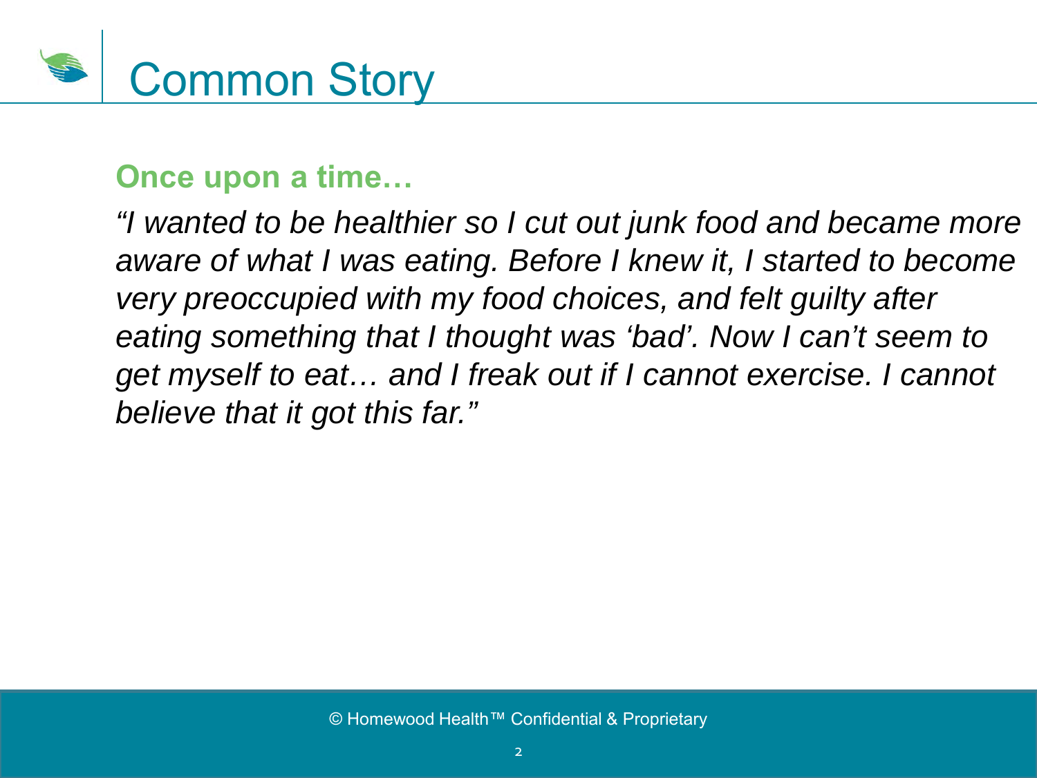# Common Story

**Once upon a time…**

*"I wanted to be healthier so I cut out junk food and became more aware of what I was eating. Before I knew it, I started to become very preoccupied with my food choices, and felt guilty after eating something that I thought was 'bad'. Now I can't seem to get myself to eat… and I freak out if I cannot exercise. I cannot believe that it got this far."*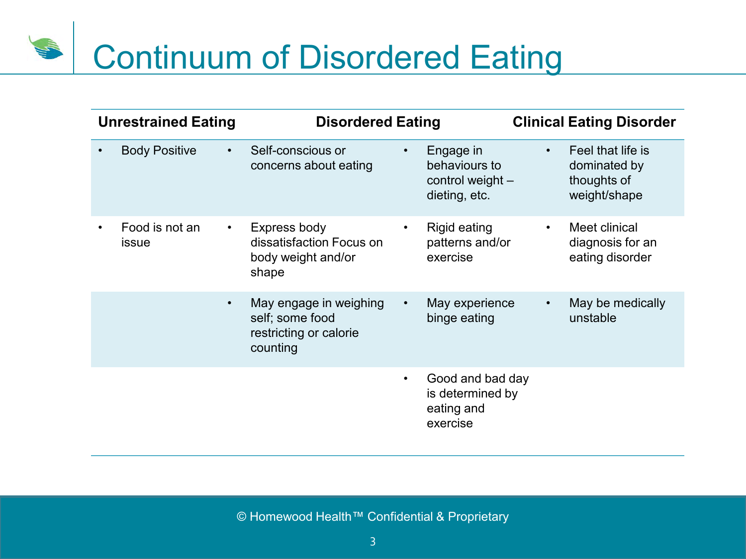# Continuum of Disordered Eating

| Unrestrained Eating | Disordered Eating | | Clinical Eating Disorder |
|---|---|---|---|
| • Body Positive | • Self-conscious or concerns about eating | • Engage in behaviours to control weight – dieting, etc. | • Feel that life is dominated by thoughts of weight/shape |
| • Food is not an issue | • Express body dissatisfaction Focus on body weight and/or shape | • Rigid eating patterns and/or exercise | • Meet clinical diagnosis for an eating disorder |
| | • May engage in weighing self; some food restricting or calorie counting | • May experience binge eating | • May be medically unstable |
| | | • Good and bad day is determined by eating and exercise | |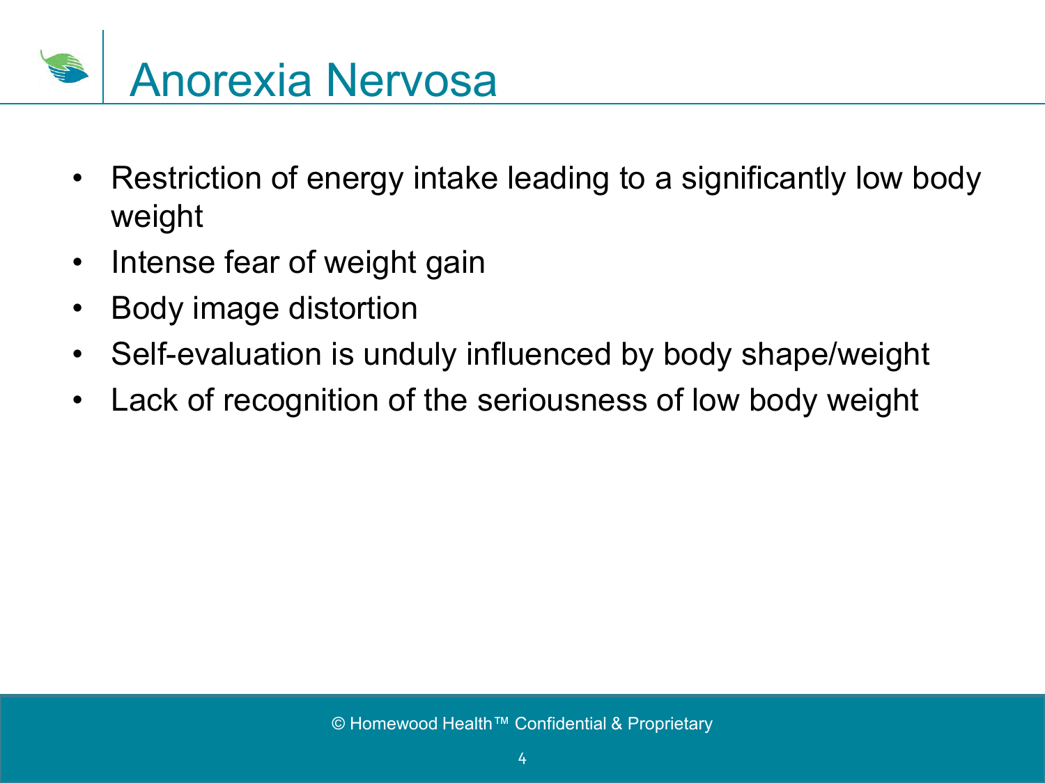# Anorexia Nervosa

- Restriction of energy intake leading to a significantly low body weight
- Intense fear of weight gain
- Body image distortion
- Self-evaluation is unduly influenced by body shape/weight
- Lack of recognition of the seriousness of low body weight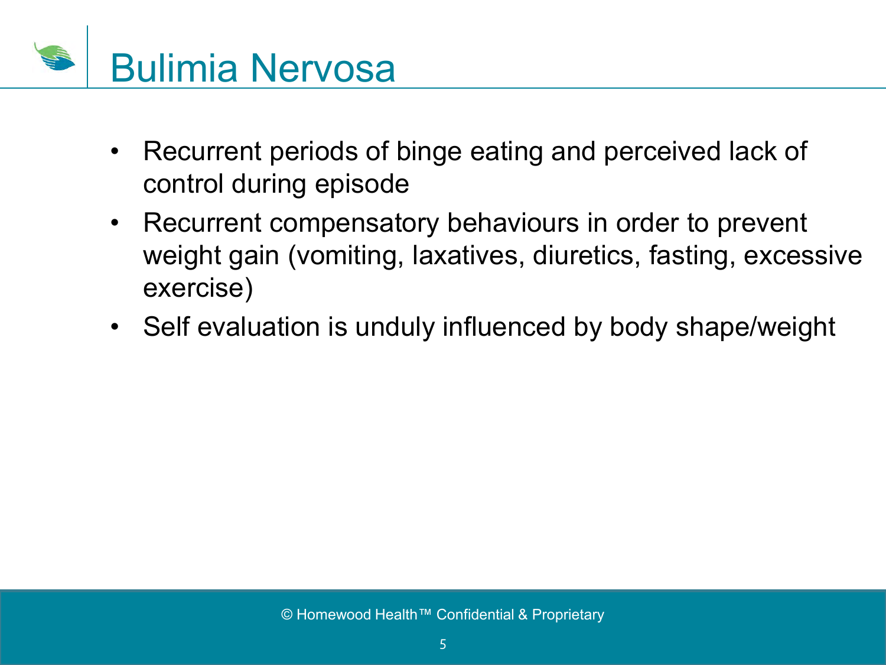# Bulimia Nervosa

- Recurrent periods of binge eating and perceived lack of control during episode
- Recurrent compensatory behaviours in order to prevent weight gain (vomiting, laxatives, diuretics, fasting, excessive exercise)
- Self evaluation is unduly influenced by body shape/weight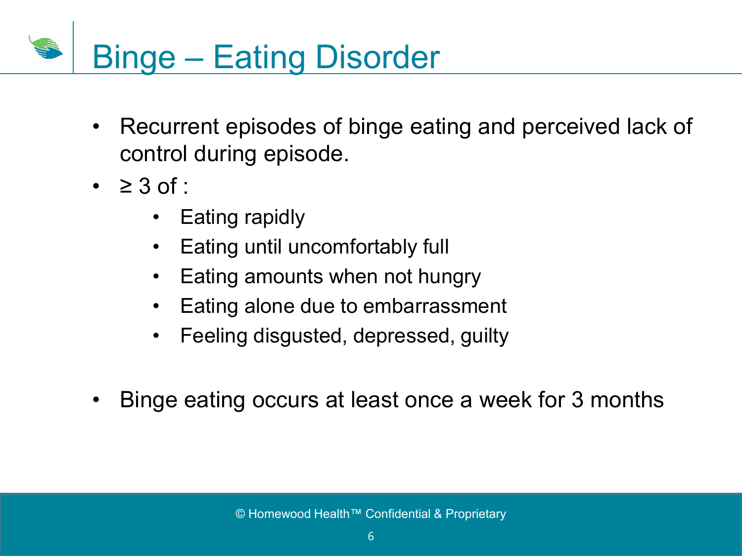# Binge – Eating Disorder

- Recurrent episodes of binge eating and perceived lack of control during episode.
- ≥ 3 of :
  - Eating rapidly
  - Eating until uncomfortably full
  - Eating amounts when not hungry
  - Eating alone due to embarrassment
  - Feeling disgusted, depressed, guilty

- Binge eating occurs at least once a week for 3 months

© Homewood Health™ Confidential & Proprietary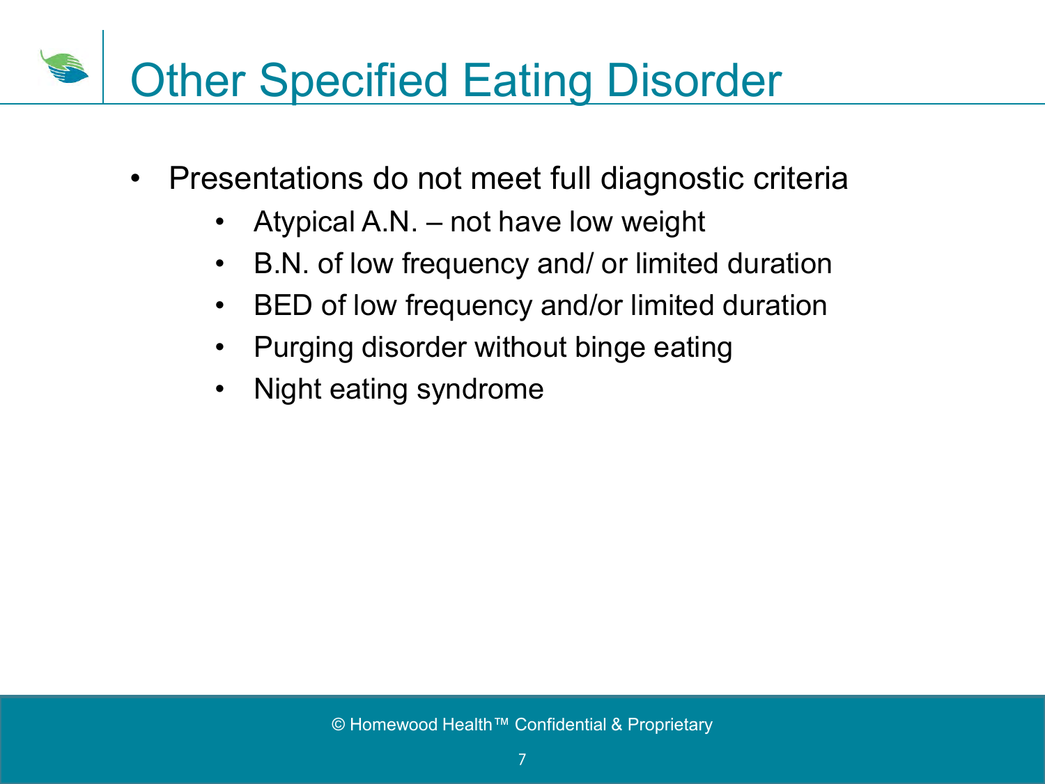# Other Specified Eating Disorder

- Presentations do not meet full diagnostic criteria
  - Atypical A.N. – not have low weight
  - B.N. of low frequency and/ or limited duration
  - BED of low frequency and/or limited duration
  - Purging disorder without binge eating
  - Night eating syndrome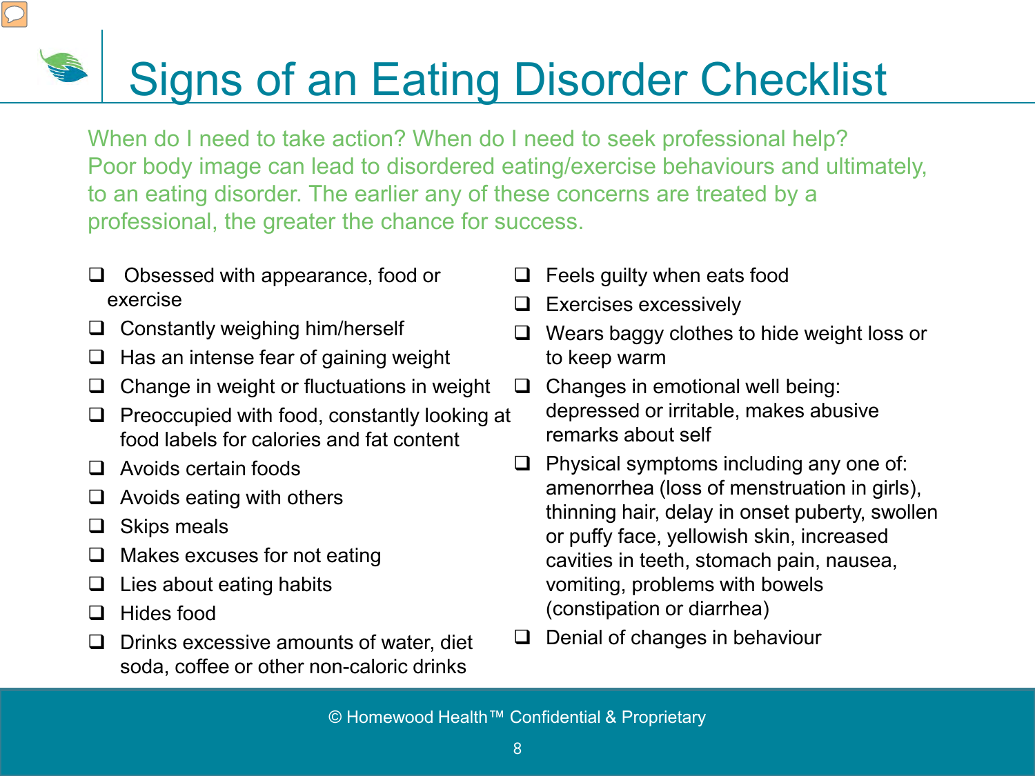# Signs of an Eating Disorder Checklist

When do I need to take action? When do I need to seek professional help? Poor body image can lead to disordered eating/exercise behaviours and ultimately, to an eating disorder. The earlier any of these concerns are treated by a professional, the greater the chance for success.

- ❑ Obsessed with appearance, food or exercise
- ❑ Constantly weighing him/herself
- ❑ Has an intense fear of gaining weight
- ❑ Change in weight or fluctuations in weight
- ❑ Preoccupied with food, constantly looking at food labels for calories and fat content
- ❑ Avoids certain foods
- ❑ Avoids eating with others
- ❑ Skips meals
- ❑ Makes excuses for not eating
- ❑ Lies about eating habits
- ❑ Hides food
- ❑ Drinks excessive amounts of water, diet soda, coffee or other non-caloric drinks
- ❑ Feels guilty when eats food
- ❑ Exercises excessively
- ❑ Wears baggy clothes to hide weight loss or to keep warm
- ❑ Changes in emotional well being: depressed or irritable, makes abusive remarks about self
- ❑ Physical symptoms including any one of: amenorrhea (loss of menstruation in girls), thinning hair, delay in onset puberty, swollen or puffy face, yellowish skin, increased cavities in teeth, stomach pain, nausea, vomiting, problems with bowels (constipation or diarrhea)
- ❑ Denial of changes in behaviour

© Homewood Health™ Confidential & Proprietary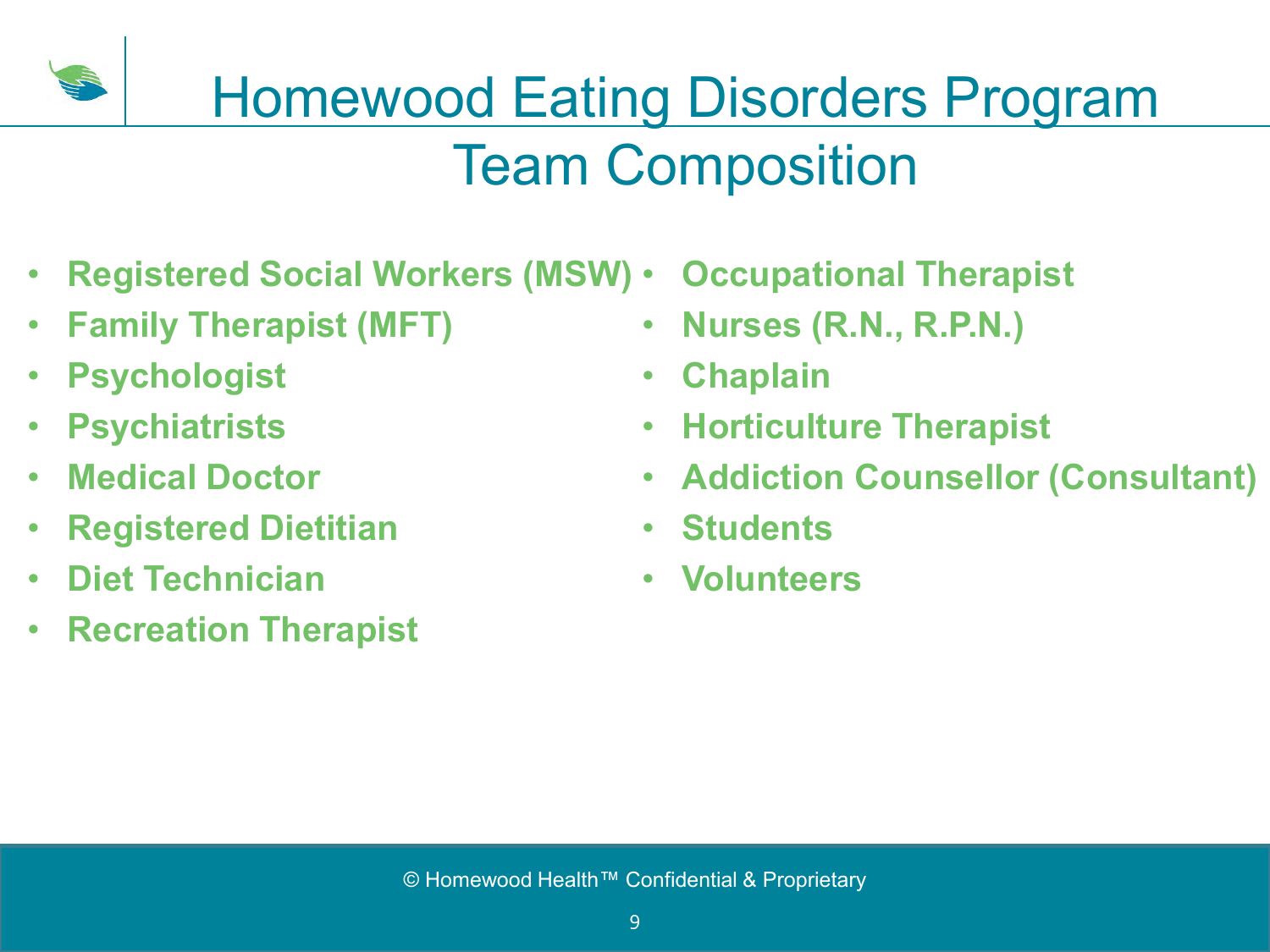# Homewood Eating Disorders Program Team Composition

- **Registered Social Workers (MSW)**
- **Family Therapist (MFT)**
- **Psychologist**
- **Psychiatrists**
- **Medical Doctor**
- **Registered Dietitian**
- **Diet Technician**
- **Recreation Therapist**
- **Occupational Therapist**
- **Nurses (R.N., R.P.N.)**
- **Chaplain**
- **Horticulture Therapist**
- **Addiction Counsellor (Consultant)**
- **Students**
- **Volunteers**

© Homewood Health™ Confidential & Proprietary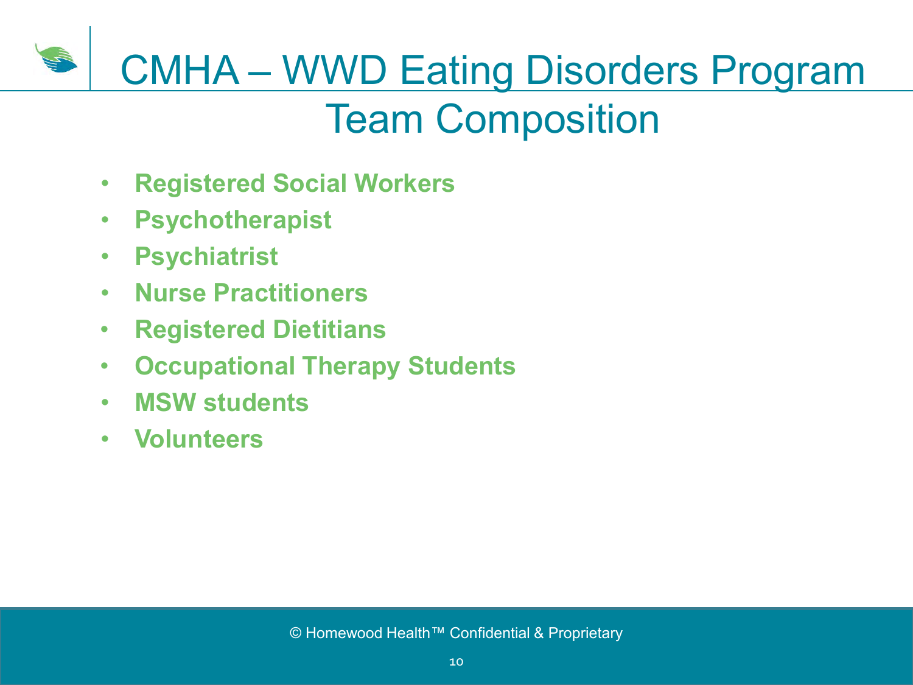# CMHA – WWD Eating Disorders Program Team Composition

- **Registered Social Workers**
- **Psychotherapist**
- **Psychiatrist**
- **Nurse Practitioners**
- **Registered Dietitians**
- **Occupational Therapy Students**
- **MSW students**
- **Volunteers**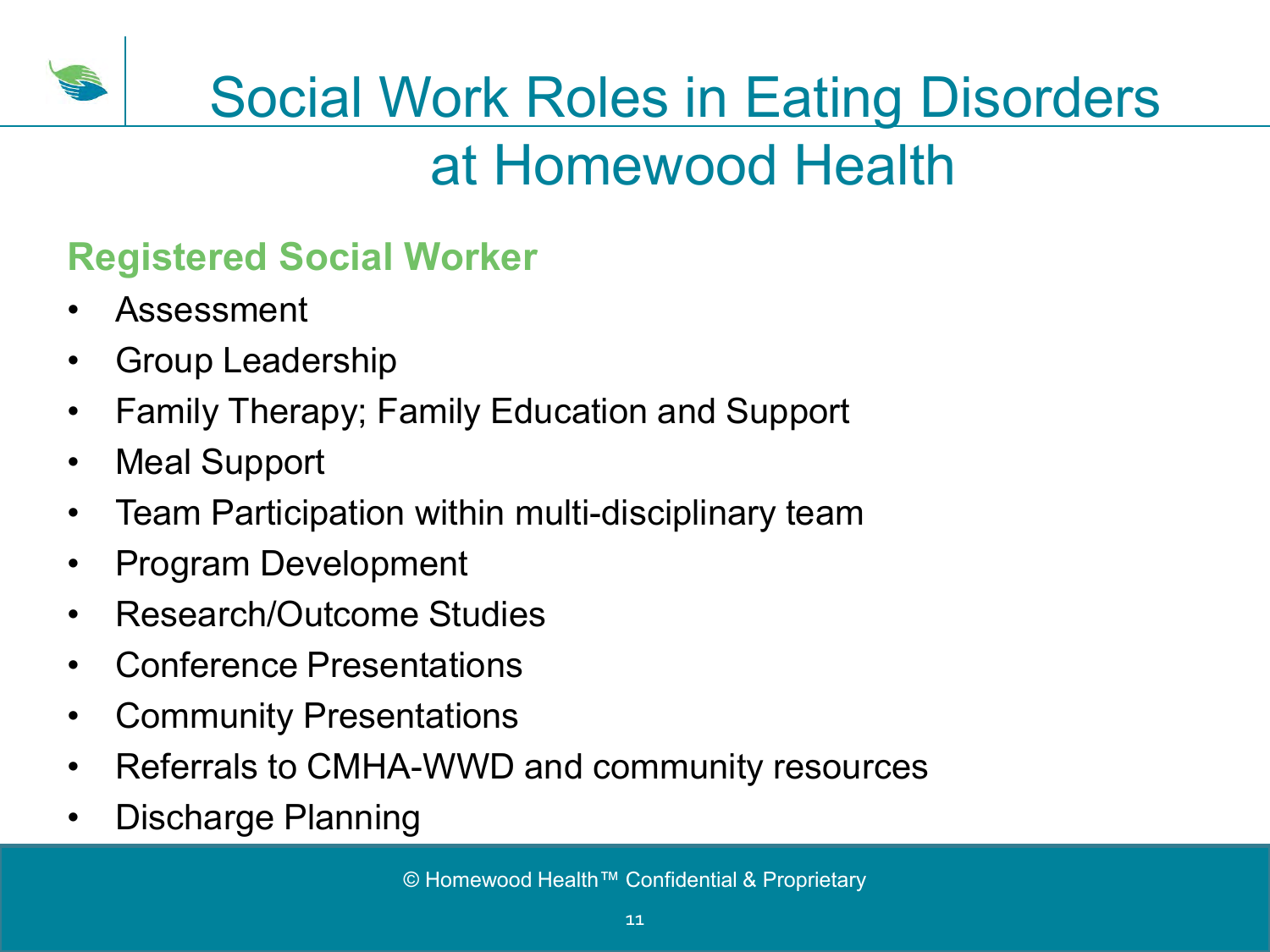# Social Work Roles in Eating Disorders at Homewood Health

## Registered Social Worker

- Assessment
- Group Leadership
- Family Therapy; Family Education and Support
- Meal Support
- Team Participation within multi-disciplinary team
- Program Development
- Research/Outcome Studies
- Conference Presentations
- Community Presentations
- Referrals to CMHA-WWD and community resources
- Discharge Planning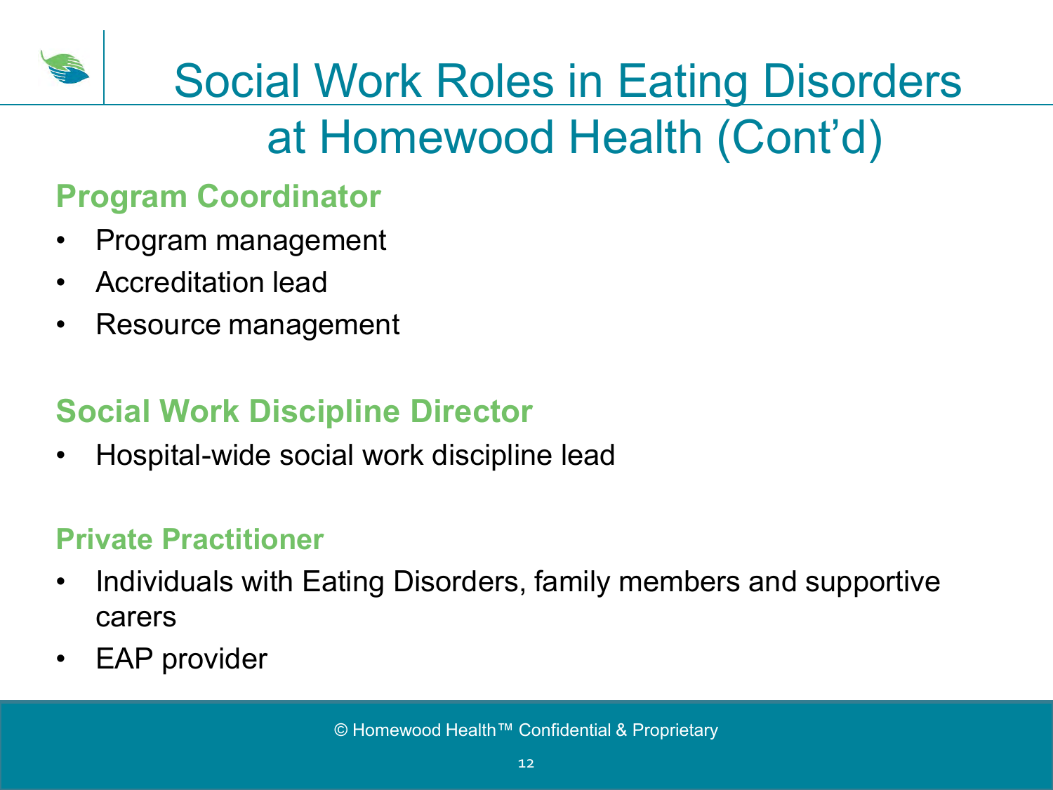# Social Work Roles in Eating Disorders at Homewood Health (Cont'd)

## Program Coordinator

- Program management
- Accreditation lead
- Resource management

## Social Work Discipline Director

- Hospital-wide social work discipline lead

## Private Practitioner

- Individuals with Eating Disorders, family members and supportive carers
- EAP provider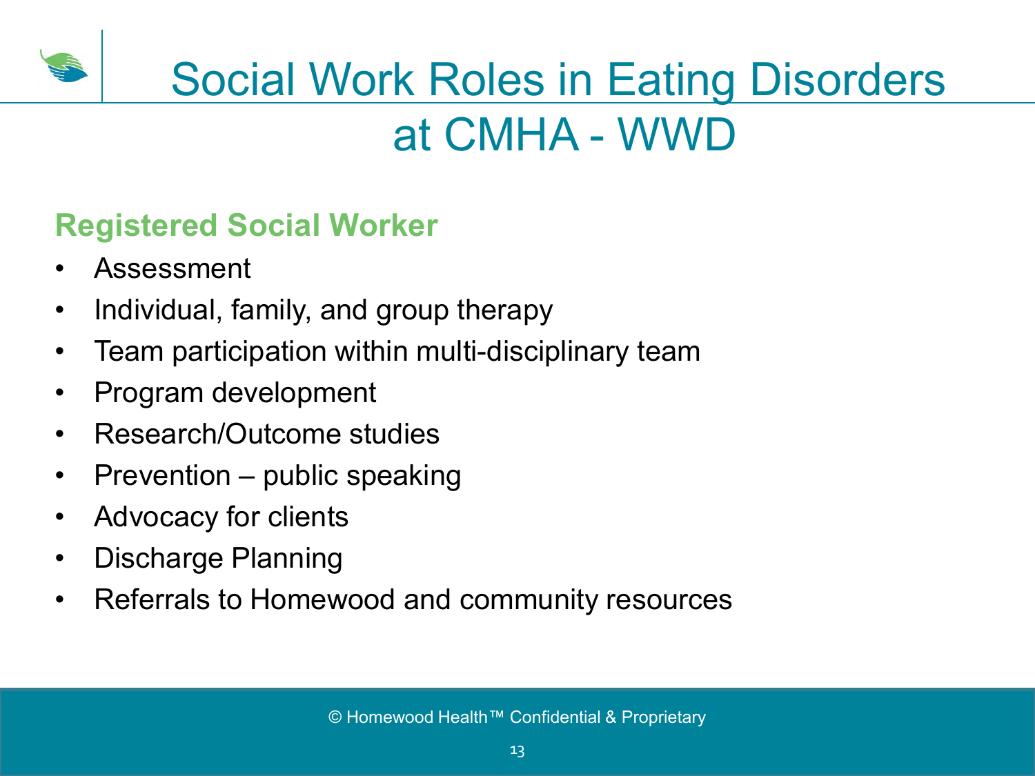# Social Work Roles in Eating Disorders at CMHA - WWD

## Registered Social Worker

- Assessment
- Individual, family, and group therapy
- Team participation within multi-disciplinary team
- Program development
- Research/Outcome studies
- Prevention – public speaking
- Advocacy for clients
- Discharge Planning
- Referrals to Homewood and community resources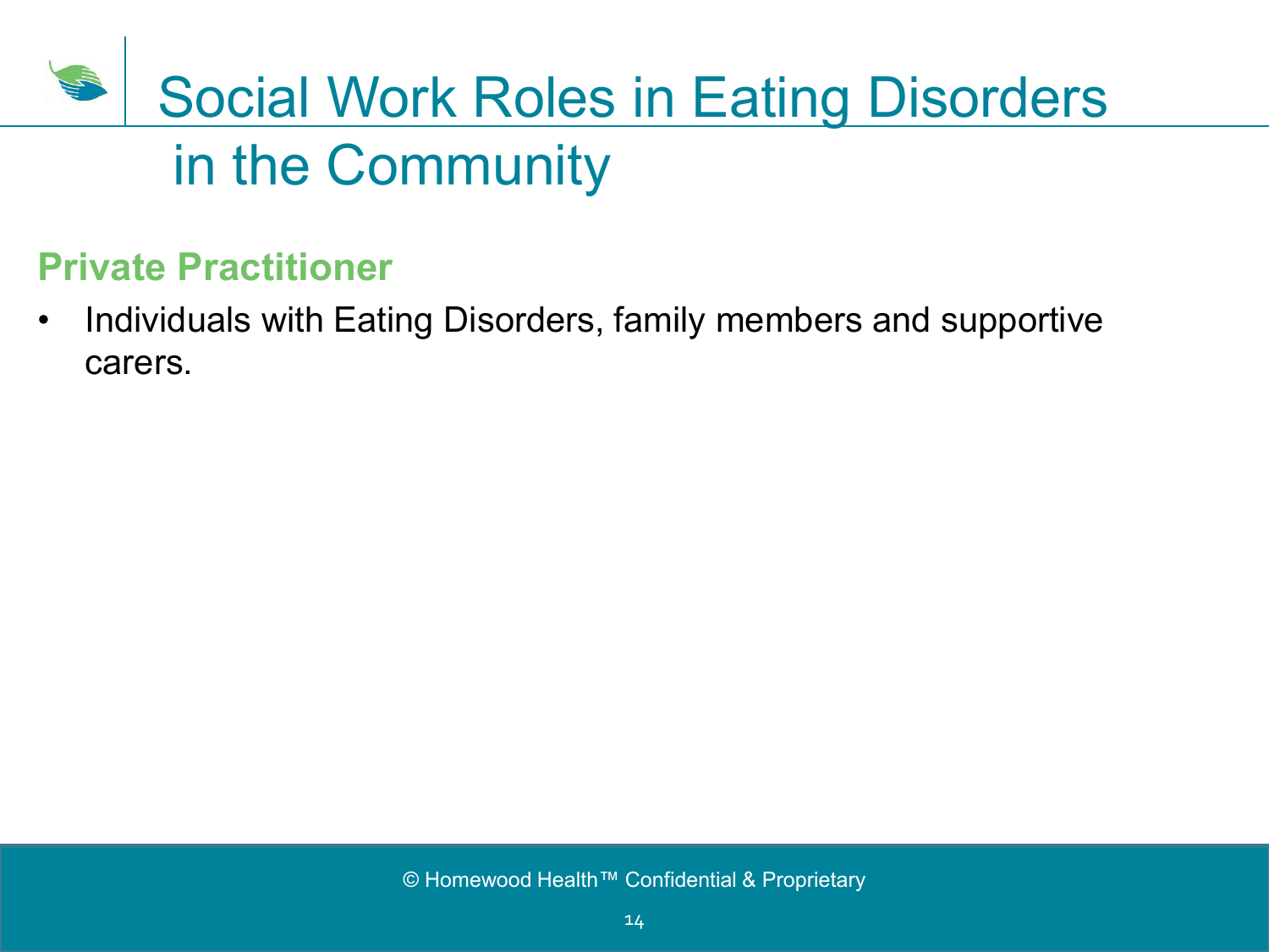# Social Work Roles in Eating Disorders in the Community

## Private Practitioner

- Individuals with Eating Disorders, family members and supportive carers.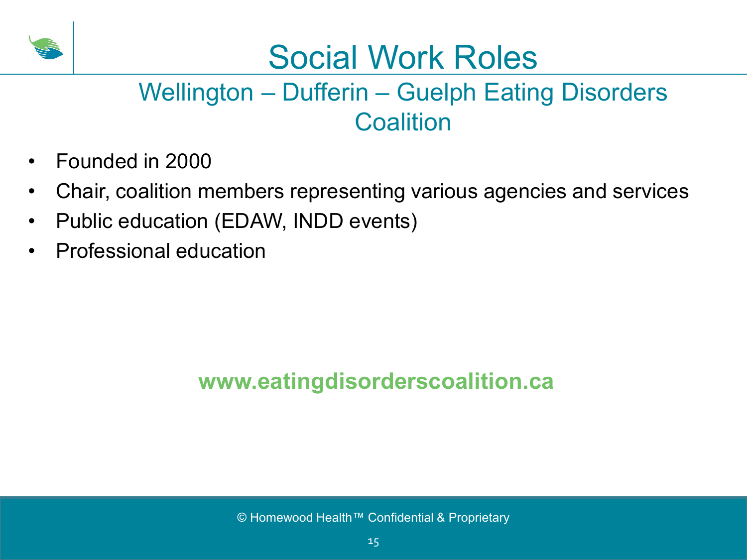# Social Work Roles

## Wellington – Dufferin – Guelph Eating Disorders Coalition

- Founded in 2000
- Chair, coalition members representing various agencies and services
- Public education (EDAW, INDD events)
- Professional education

**www.eatingdisorderscoalition.ca**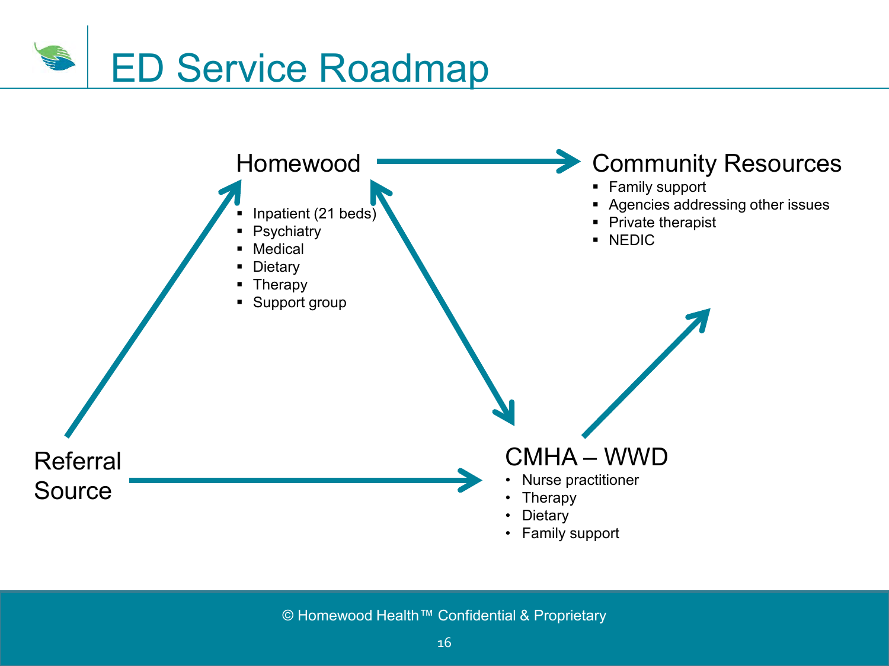# ED Service Roadmap

Homewood

- Inpatient (21 beds)
- Psychiatry
- Medical
- Dietary
- Therapy
- Support group

Community Resources

- Family support
- Agencies addressing other issues
- Private therapist
- NEDIC

Referral Source

CMHA – WWD

- Nurse practitioner
- Therapy
- Dietary
- Family support

© Homewood Health™ Confidential & Proprietary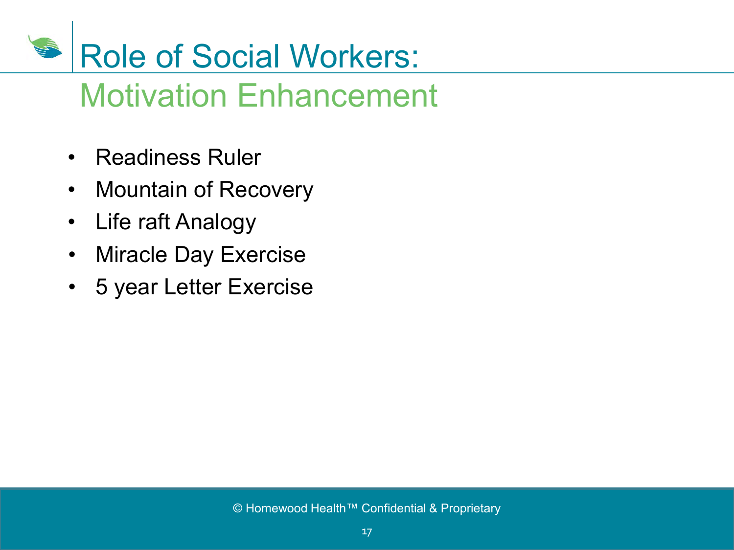# Role of Social Workers:
## Motivation Enhancement

- Readiness Ruler
- Mountain of Recovery
- Life raft Analogy
- Miracle Day Exercise
- 5 year Letter Exercise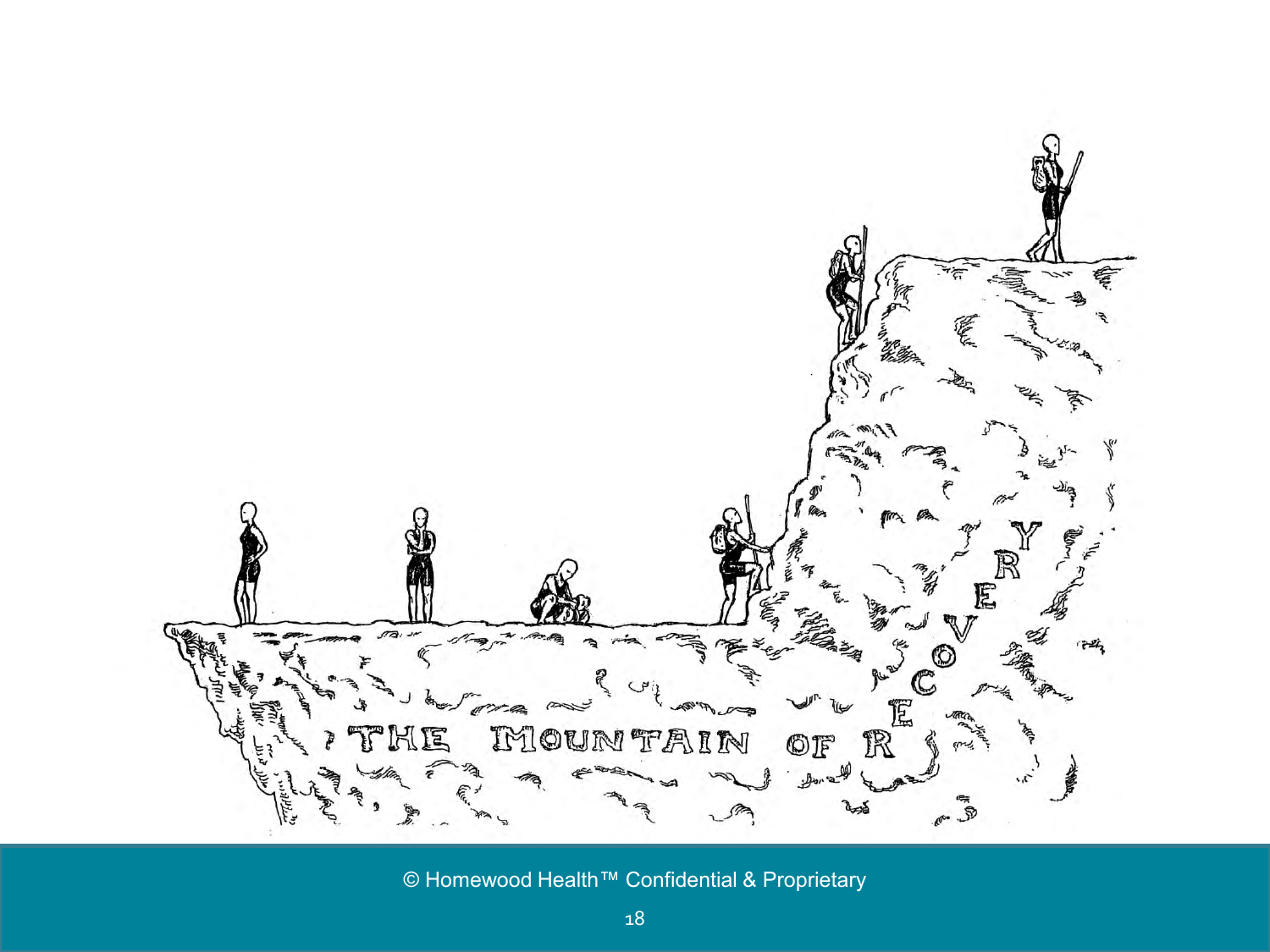THE MOUNTAIN OF RECOVERY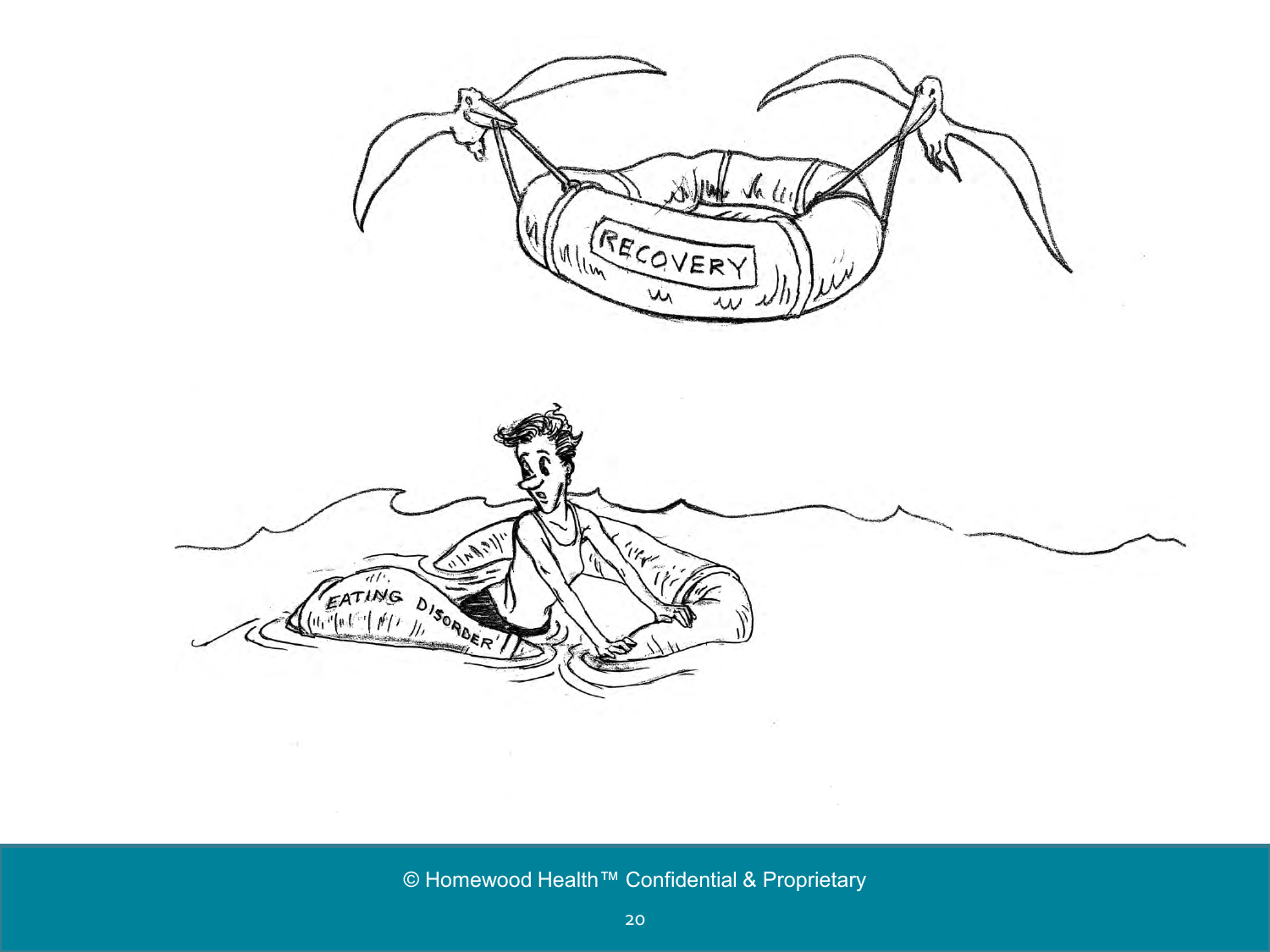RECOVERY

EATING DISORDER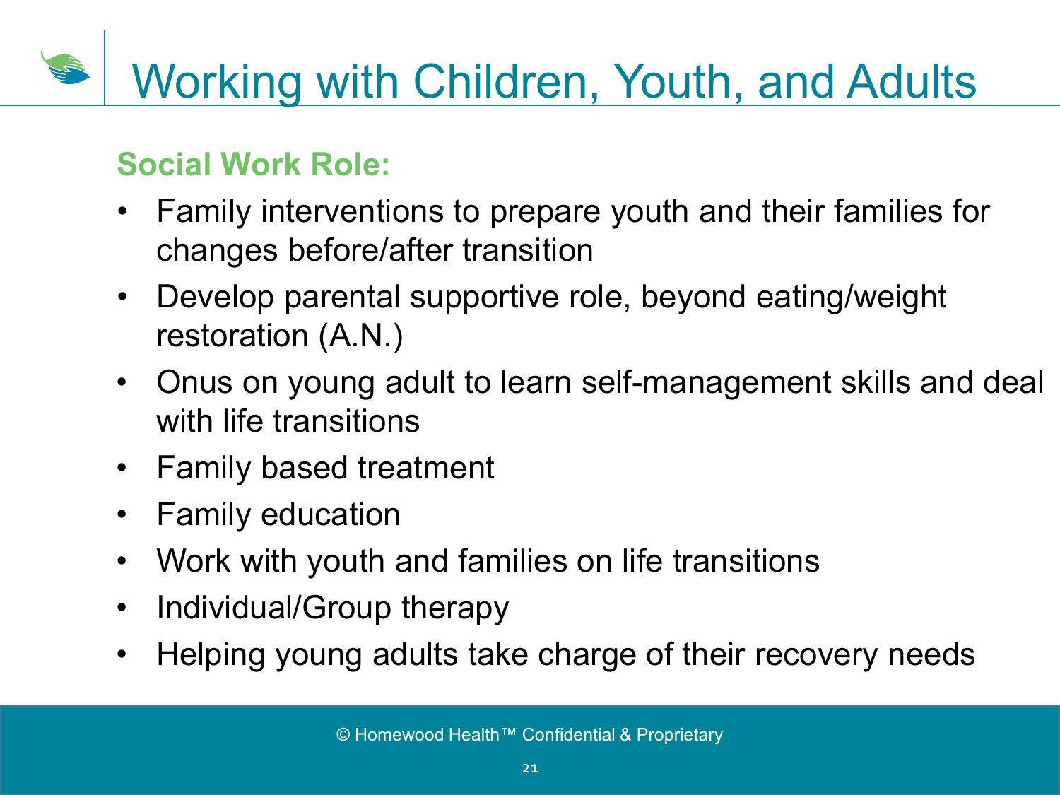# Working with Children, Youth, and Adults

**Social Work Role:**

- Family interventions to prepare youth and their families for changes before/after transition
- Develop parental supportive role, beyond eating/weight restoration (A.N.)
- Onus on young adult to learn self-management skills and deal with life transitions
- Family based treatment
- Family education
- Work with youth and families on life transitions
- Individual/Group therapy
- Helping young adults take charge of their recovery needs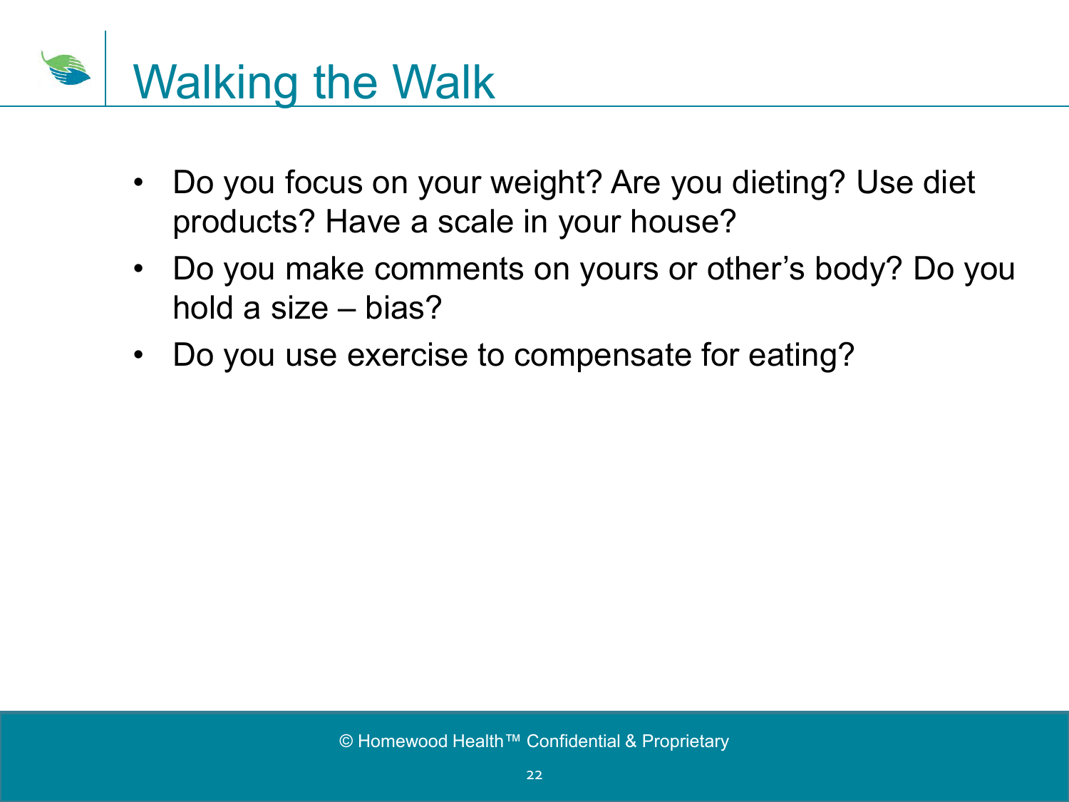# Walking the Walk

- Do you focus on your weight? Are you dieting? Use diet products? Have a scale in your house?
- Do you make comments on yours or other's body? Do you hold a size – bias?
- Do you use exercise to compensate for eating?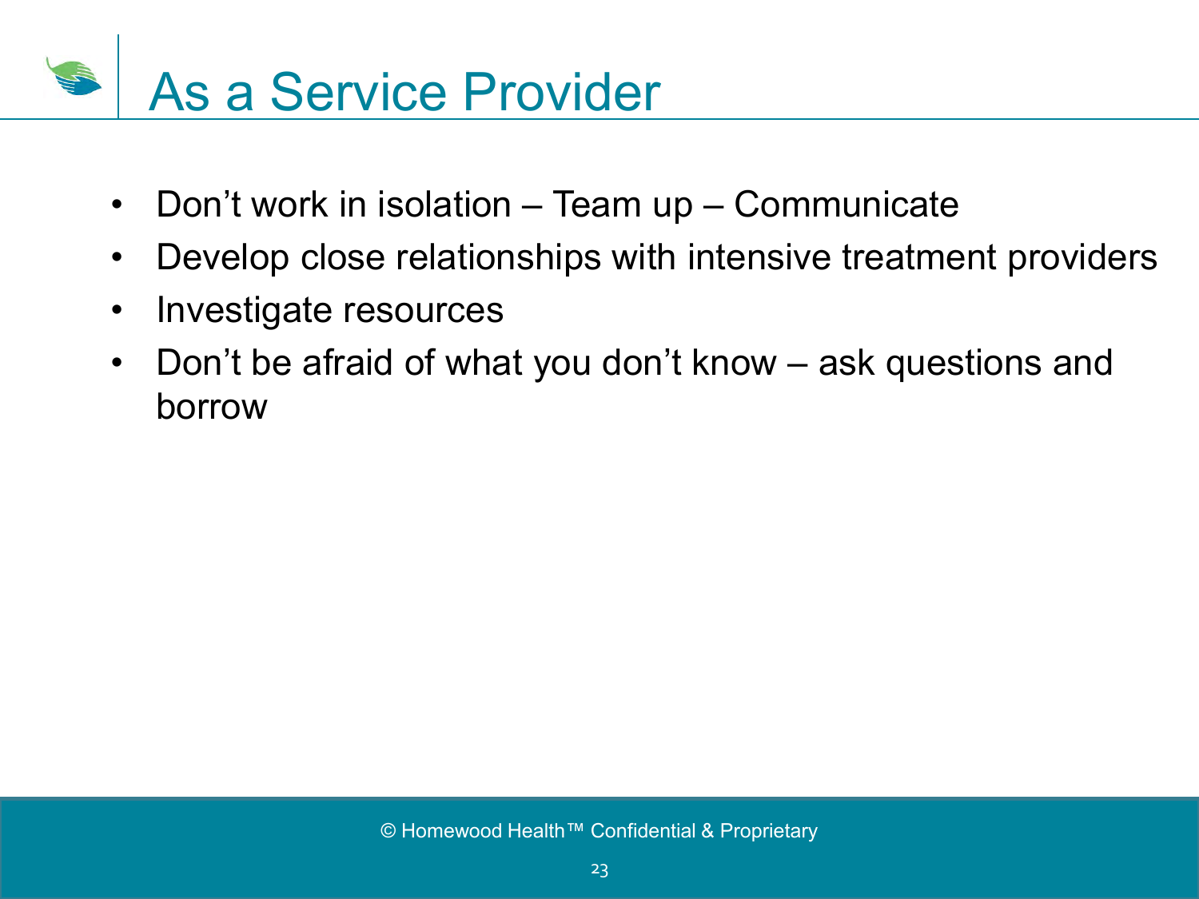# As a Service Provider

- Don’t work in isolation – Team up – Communicate
- Develop close relationships with intensive treatment providers
- Investigate resources
- Don’t be afraid of what you don’t know – ask questions and borrow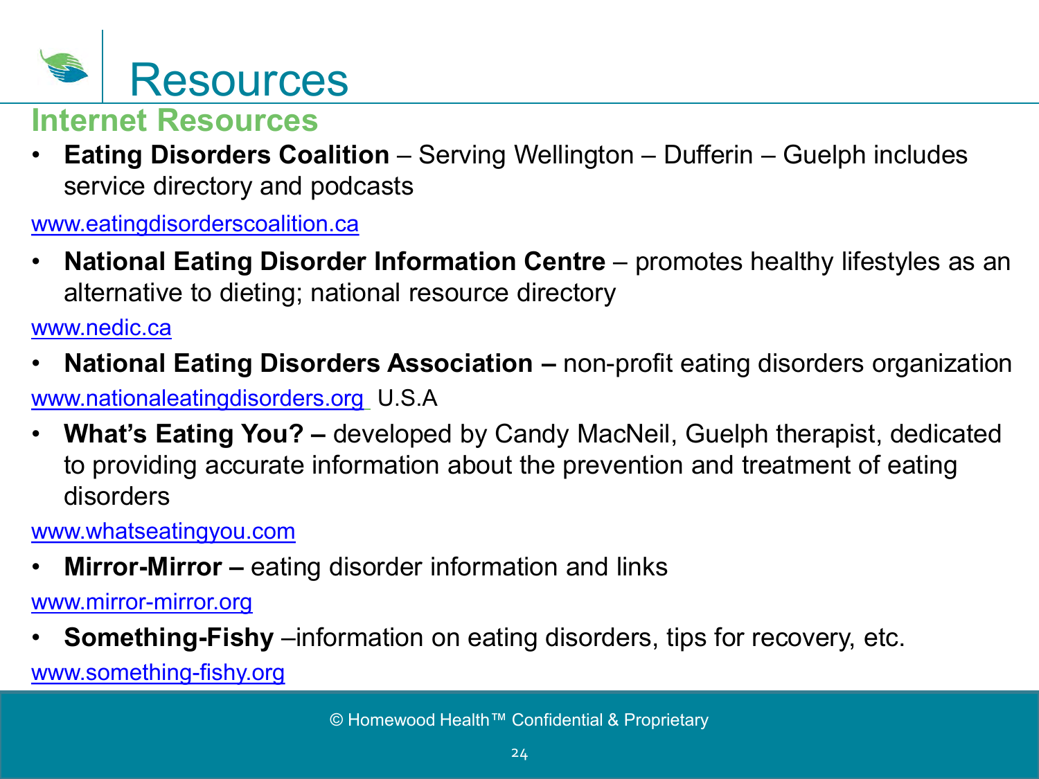# Resources

## Internet Resources

- **Eating Disorders Coalition** – Serving Wellington – Dufferin – Guelph includes service directory and podcasts

www.eatingdisorderscoalition.ca

- **National Eating Disorder Information Centre** – promotes healthy lifestyles as an alternative to dieting; national resource directory

www.nedic.ca

- **National Eating Disorders Association –** non-profit eating disorders organization

www.nationaleatingdisorders.org U.S.A

- **What's Eating You? –** developed by Candy MacNeil, Guelph therapist, dedicated to providing accurate information about the prevention and treatment of eating disorders

www.whatseatingyou.com

- **Mirror-Mirror –** eating disorder information and links

www.mirror-mirror.org

- **Something-Fishy** –information on eating disorders, tips for recovery, etc.

www.something-fishy.org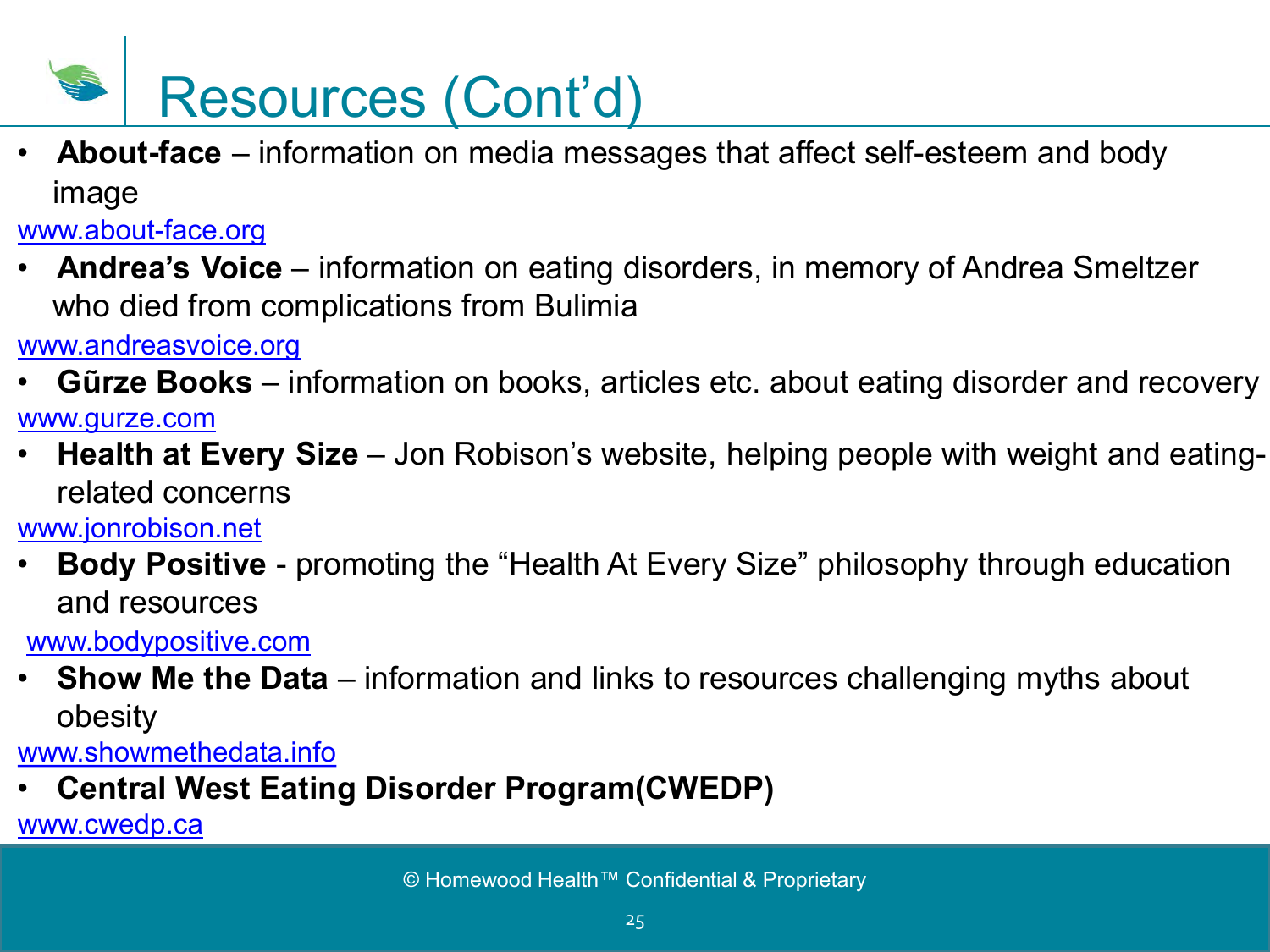# Resources (Cont'd)

- **About-face** – information on media messages that affect self-esteem and body image

www.about-face.org

- **Andrea's Voice** – information on eating disorders, in memory of Andrea Smeltzer who died from complications from Bulimia

www.andreasvoice.org

- **Gũrze Books** – information on books, articles etc. about eating disorder and recovery

www.gurze.com

- **Health at Every Size** – Jon Robison's website, helping people with weight and eating-related concerns

www.jonrobison.net

- **Body Positive** - promoting the "Health At Every Size" philosophy through education and resources

www.bodypositive.com

- **Show Me the Data** – information and links to resources challenging myths about obesity

www.showmethedata.info

- **Central West Eating Disorder Program(CWEDP)**

www.cwedp.ca

© Homewood Health™ Confidential & Proprietary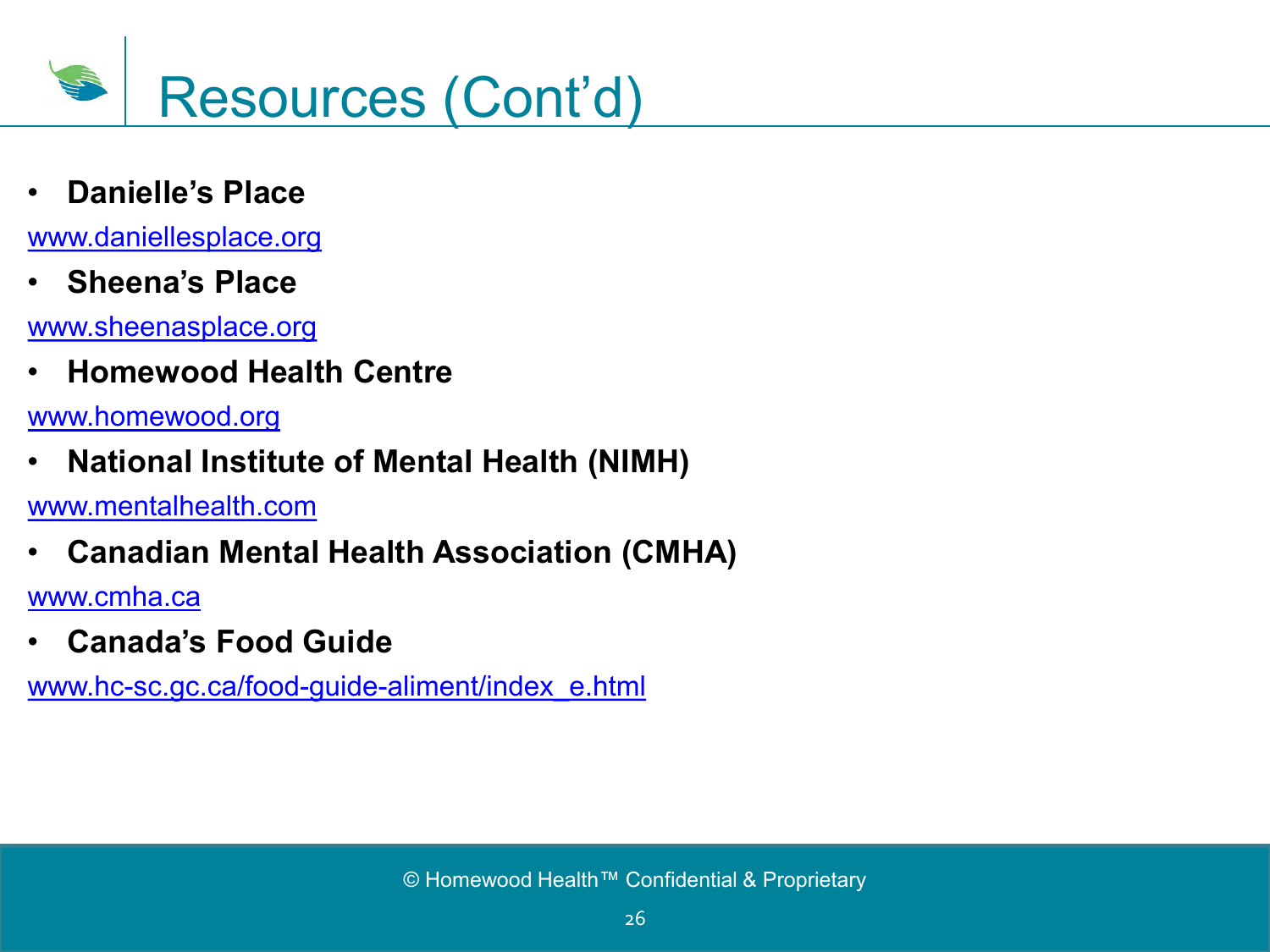# Resources (Cont'd)

- **Danielle's Place**

www.daniellesplace.org

- **Sheena's Place**

www.sheenasplace.org

- **Homewood Health Centre**

www.homewood.org

- **National Institute of Mental Health (NIMH)**

www.mentalhealth.com

- **Canadian Mental Health Association (CMHA)**

www.cmha.ca

- **Canada's Food Guide**

www.hc-sc.gc.ca/food-guide-aliment/index_e.html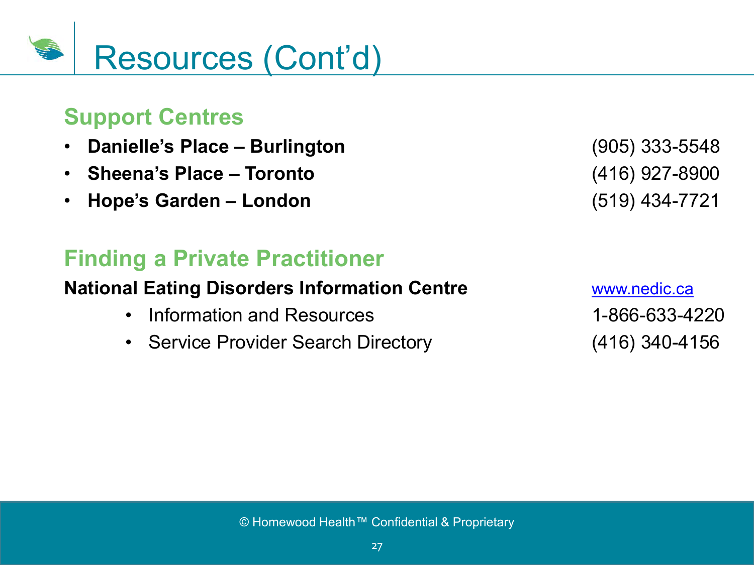# Resources (Cont'd)

## Support Centres

- **Danielle's Place – Burlington** (905) 333-5548
- **Sheena's Place – Toronto** (416) 927-8900
- **Hope's Garden – London** (519) 434-7721

## Finding a Private Practitioner

**National Eating Disorders Information Centre** www.nedic.ca

- Information and Resources 1-866-633-4220
- Service Provider Search Directory (416) 340-4156

© Homewood Health™ Confidential & Proprietary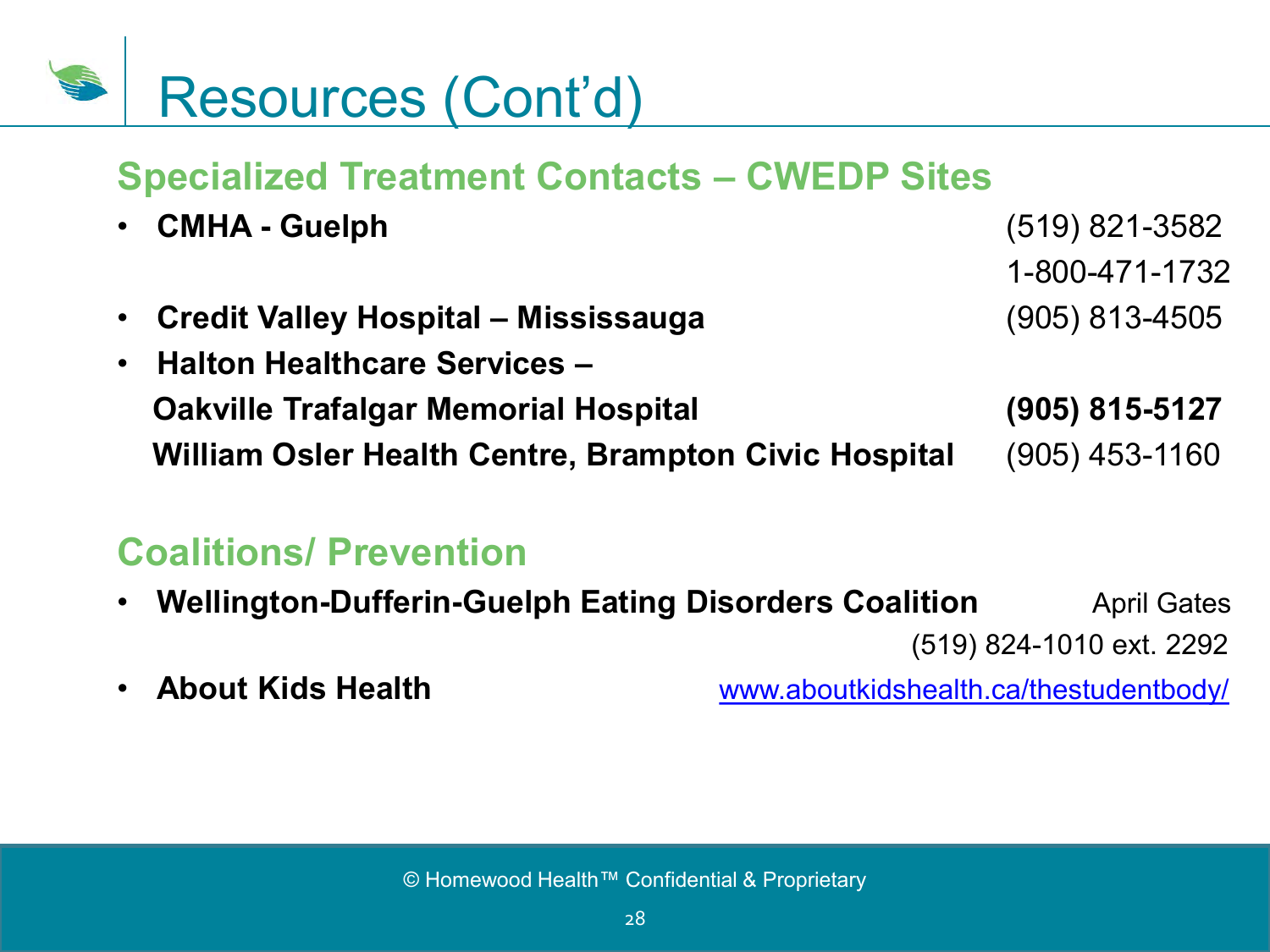# Resources (Cont'd)

## Specialized Treatment Contacts – CWEDP Sites

- **CMHA - Guelph** (519) 821-3582
  1-800-471-1732
- **Credit Valley Hospital – Mississauga** (905) 813-4505
- **Halton Healthcare Services –**
  **Oakville Trafalgar Memorial Hospital** **(905) 815-5127**
  **William Osler Health Centre, Brampton Civic Hospital** (905) 453-1160

## Coalitions/ Prevention

- **Wellington-Dufferin-Guelph Eating Disorders Coalition** April Gates
  (519) 824-1010 ext. 2292
- **About Kids Health** [www.aboutkidshealth.ca/thestudentbody/](http://www.aboutkidshealth.ca/thestudentbody/)

© Homewood Health™ Confidential & Proprietary